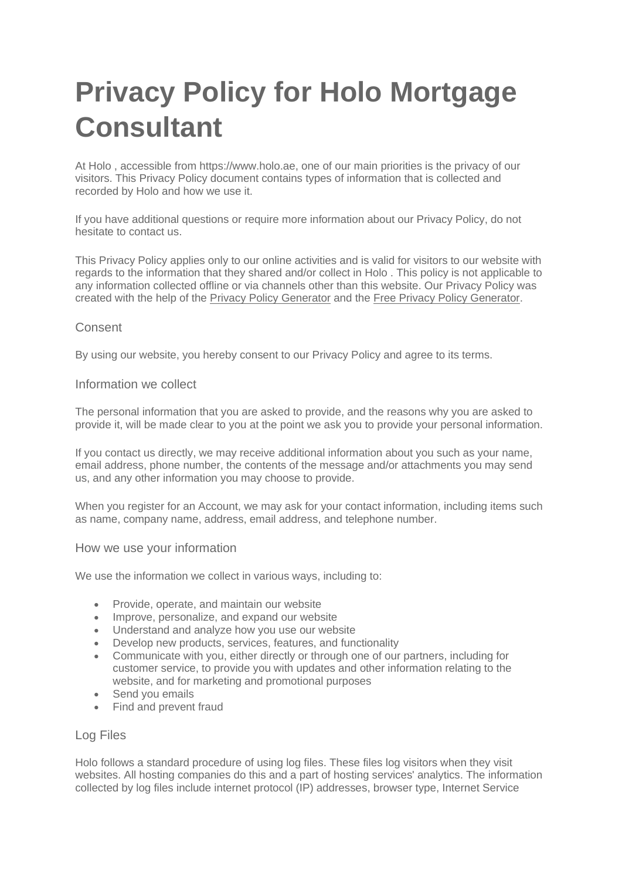# Privacy Policy for Holo Mortgage Consultant

At Holo , accessible from https://www.holo.ae, one of our main priorities is the privacy of our visitors. This Privacy Policy document contains types of information that is collected and recorded by Holo and how we use it.

If you have additional questions or require more information about our Privacy Policy, do not hesitate to contact us.

This Privacy Policy applies only to our online activities and is valid for visitors to our website with regards to the information that they shared and/or collect in Holo . This policy is not applicable to any information collected offline or via channels other than this website. Our Privacy Policy was created with the help of the Privacy Policy Generator and the Free Privacy Policy Generator.

## Consent

By using our website, you hereby consent to our Privacy Policy and agree to its terms.

## Information we collect

The personal information that you are asked to provide, and the reasons why you are asked to provide it, will be made clear to you at the point we ask you to provide your personal information.

If you contact us directly, we may receive additional information about you such as your name, email address, phone number, the contents of the message and/or attachments you may send us, and any other information you may choose to provide.

When you register for an Account, we may ask for your contact information, including items such as name, company name, address, email address, and telephone number.

## How we use your information

We use the information we collect in various ways, including to:

- Provide, operate, and maintain our website
- Improve, personalize, and expand our website
- Understand and analyze how you use our website
- Develop new products, services, features, and functionality
- Communicate with you, either directly or through one of our partners, including for customer service, to provide you with updates and other information relating to the website, and for marketing and promotional purposes
- Send you emails
- Find and prevent fraud

## Log Files

Holo follows a standard procedure of using log files. These files log visitors when they visit websites. All hosting companies do this and a part of hosting services' analytics. The information collected by log files include internet protocol (IP) addresses, browser type, Internet Service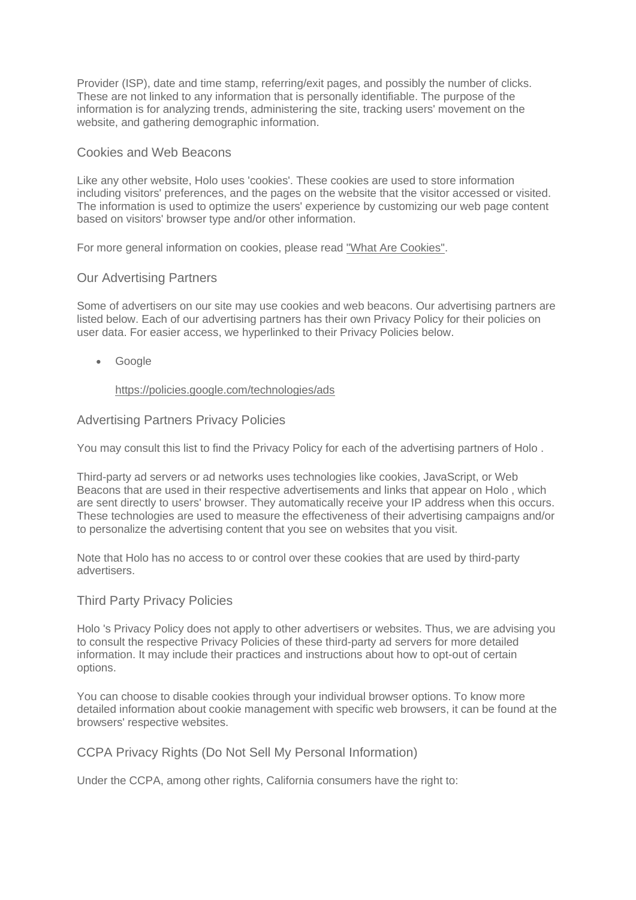Provider (ISP), date and time stamp, referring/exit pages, and possibly the number of clicks. These are not linked to any information that is personally identifiable. The purpose of the information is for analyzing trends, administering the site, tracking users' movement on the website, and gathering demographic information.

## Cookies and Web Beacons

Like any other website, Holo uses 'cookies'. These cookies are used to store information including visitors' preferences, and the pages on the website that the visitor accessed or visited. The information is used to optimize the users' experience by customizing our web page content based on visitors' browser type and/or other information.

For more general information on cookies, please read "What Are Cookies".

## Our Advertising Partners

Some of advertisers on our site may use cookies and web beacons. Our advertising partners are listed below. Each of our advertising partners has their own Privacy Policy for their policies on user data. For easier access, we hyperlinked to their Privacy Policies below.

- Google

  https://policies.google.com/technologies/ads

## Advertising Partners Privacy Policies

You may consult this list to find the Privacy Policy for each of the advertising partners of Holo .

Third-party ad servers or ad networks uses technologies like cookies, JavaScript, or Web Beacons that are used in their respective advertisements and links that appear on Holo , which are sent directly to users' browser. They automatically receive your IP address when this occurs. These technologies are used to measure the effectiveness of their advertising campaigns and/or to personalize the advertising content that you see on websites that you visit.

Note that Holo has no access to or control over these cookies that are used by third-party advertisers.

## Third Party Privacy Policies

Holo 's Privacy Policy does not apply to other advertisers or websites. Thus, we are advising you to consult the respective Privacy Policies of these third-party ad servers for more detailed information. It may include their practices and instructions about how to opt-out of certain options.

You can choose to disable cookies through your individual browser options. To know more detailed information about cookie management with specific web browsers, it can be found at the browsers' respective websites.

## CCPA Privacy Rights (Do Not Sell My Personal Information)

Under the CCPA, among other rights, California consumers have the right to: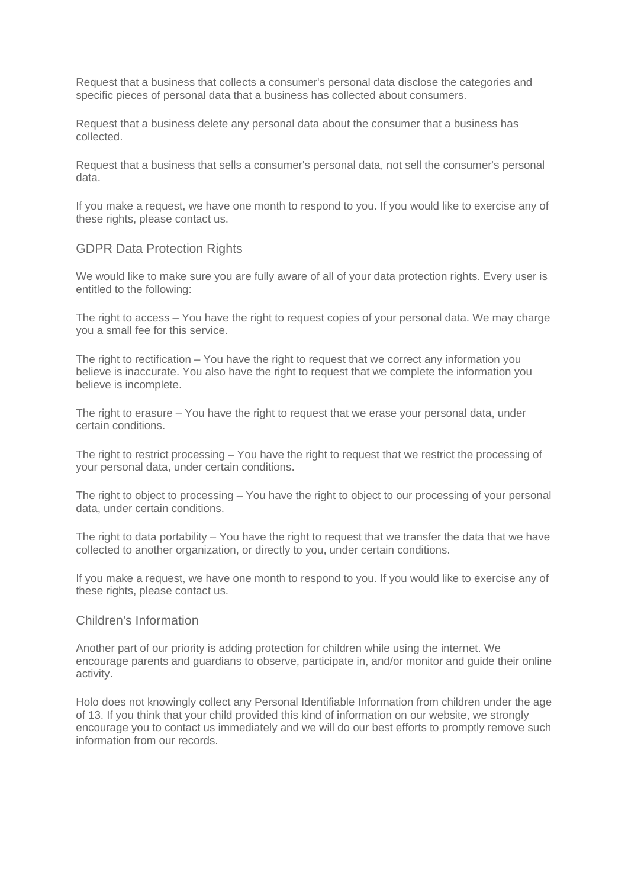Request that a business that collects a consumer's personal data disclose the categories and specific pieces of personal data that a business has collected about consumers.

Request that a business delete any personal data about the consumer that a business has collected.

Request that a business that sells a consumer's personal data, not sell the consumer's personal data.

If you make a request, we have one month to respond to you. If you would like to exercise any of these rights, please contact us.

## GDPR Data Protection Rights

We would like to make sure you are fully aware of all of your data protection rights. Every user is entitled to the following:

The right to access – You have the right to request copies of your personal data. We may charge you a small fee for this service.

The right to rectification – You have the right to request that we correct any information you believe is inaccurate. You also have the right to request that we complete the information you believe is incomplete.

The right to erasure – You have the right to request that we erase your personal data, under certain conditions.

The right to restrict processing – You have the right to request that we restrict the processing of your personal data, under certain conditions.

The right to object to processing – You have the right to object to our processing of your personal data, under certain conditions.

The right to data portability – You have the right to request that we transfer the data that we have collected to another organization, or directly to you, under certain conditions.

If you make a request, we have one month to respond to you. If you would like to exercise any of these rights, please contact us.

## Children's Information

Another part of our priority is adding protection for children while using the internet. We encourage parents and guardians to observe, participate in, and/or monitor and guide their online activity.

Holo does not knowingly collect any Personal Identifiable Information from children under the age of 13. If you think that your child provided this kind of information on our website, we strongly encourage you to contact us immediately and we will do our best efforts to promptly remove such information from our records.